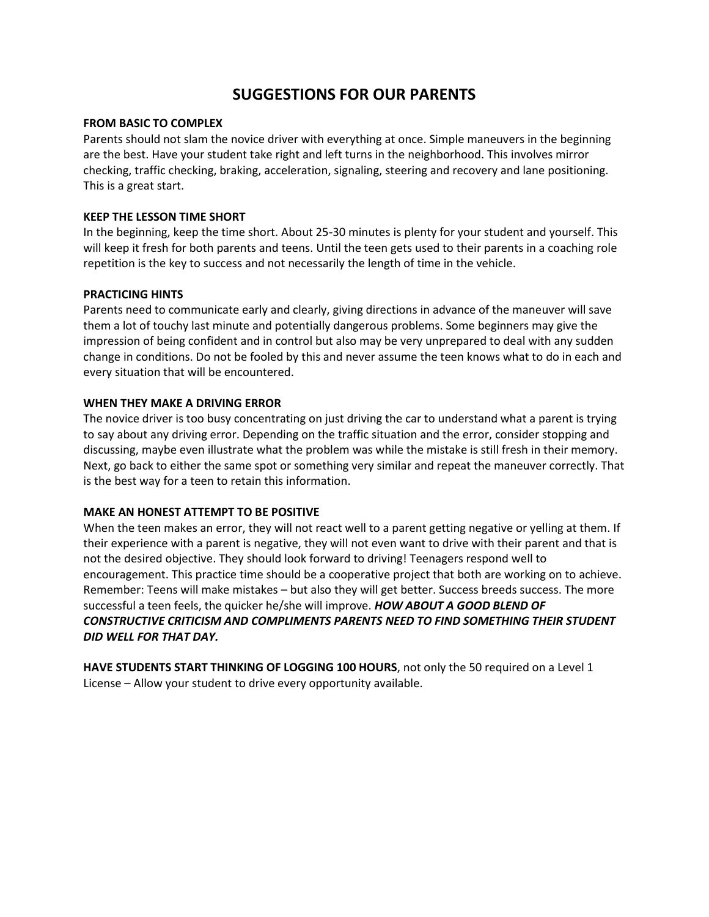# SUGGESTIONS FOR OUR PARENTS

**FROM BASIC TO COMPLEX**

Parents should not slam the novice driver with everything at once. Simple maneuvers in the beginning are the best. Have your student take right and left turns in the neighborhood. This involves mirror checking, traffic checking, braking, acceleration, signaling, steering and recovery and lane positioning. This is a great start.

**KEEP THE LESSON TIME SHORT**

In the beginning, keep the time short. About 25-30 minutes is plenty for your student and yourself. This will keep it fresh for both parents and teens. Until the teen gets used to their parents in a coaching role repetition is the key to success and not necessarily the length of time in the vehicle.

**PRACTICING HINTS**

Parents need to communicate early and clearly, giving directions in advance of the maneuver will save them a lot of touchy last minute and potentially dangerous problems. Some beginners may give the impression of being confident and in control but also may be very unprepared to deal with any sudden change in conditions. Do not be fooled by this and never assume the teen knows what to do in each and every situation that will be encountered.

**WHEN THEY MAKE A DRIVING ERROR**

The novice driver is too busy concentrating on just driving the car to understand what a parent is trying to say about any driving error. Depending on the traffic situation and the error, consider stopping and discussing, maybe even illustrate what the problem was while the mistake is still fresh in their memory. Next, go back to either the same spot or something very similar and repeat the maneuver correctly. That is the best way for a teen to retain this information.

**MAKE AN HONEST ATTEMPT TO BE POSITIVE**

When the teen makes an error, they will not react well to a parent getting negative or yelling at them. If their experience with a parent is negative, they will not even want to drive with their parent and that is not the desired objective. They should look forward to driving! Teenagers respond well to encouragement. This practice time should be a cooperative project that both are working on to achieve. Remember: Teens will make mistakes – but also they will get better. Success breeds success. The more successful a teen feels, the quicker he/she will improve. ***HOW ABOUT A GOOD BLEND OF CONSTRUCTIVE CRITICISM AND COMPLIMENTS PARENTS NEED TO FIND SOMETHING THEIR STUDENT DID WELL FOR THAT DAY.***

**HAVE STUDENTS START THINKING OF LOGGING 100 HOURS**, not only the 50 required on a Level 1 License – Allow your student to drive every opportunity available.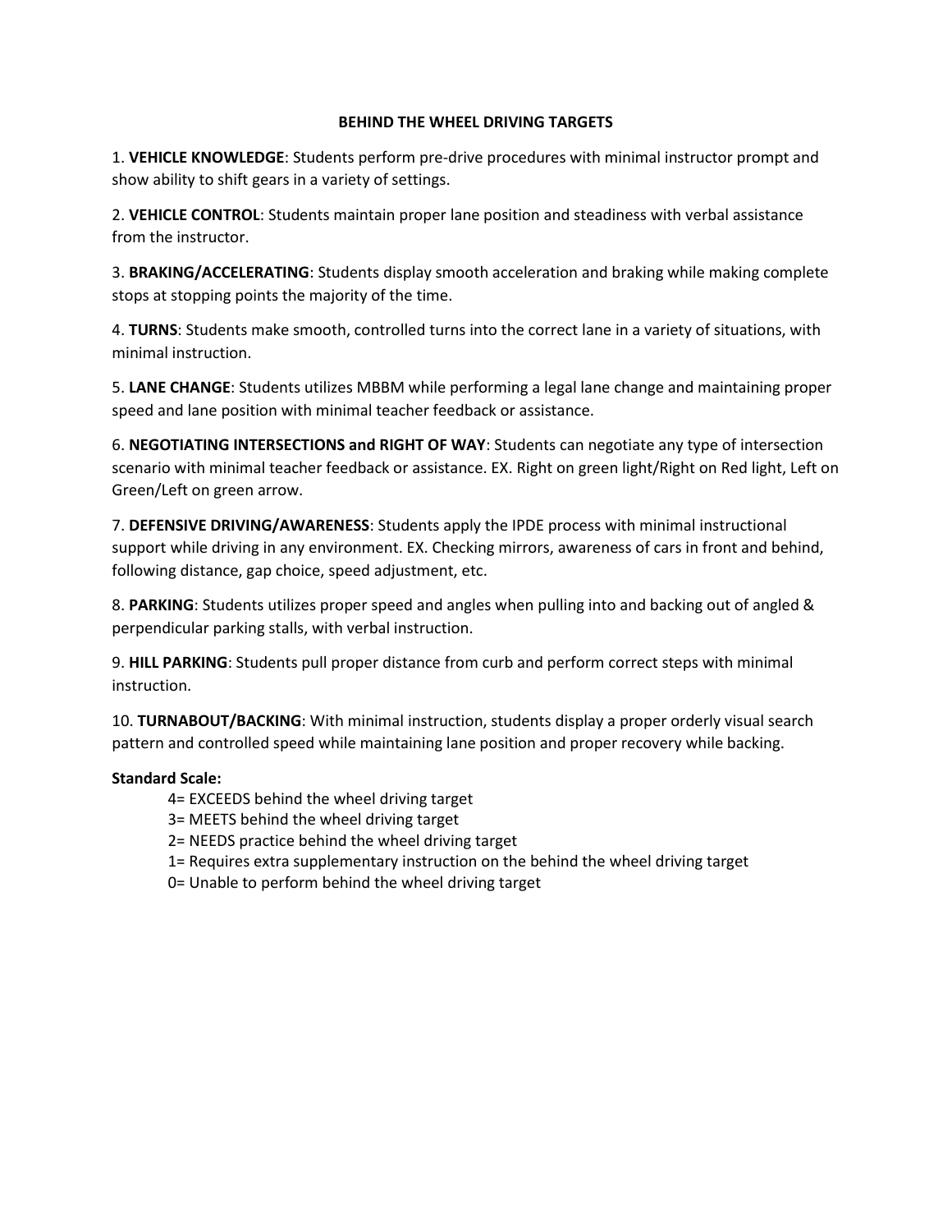# BEHIND THE WHEEL DRIVING TARGETS

1. **VEHICLE KNOWLEDGE**: Students perform pre-drive procedures with minimal instructor prompt and show ability to shift gears in a variety of settings.

2. **VEHICLE CONTROL**: Students maintain proper lane position and steadiness with verbal assistance from the instructor.

3. **BRAKING/ACCELERATING**: Students display smooth acceleration and braking while making complete stops at stopping points the majority of the time.

4. **TURNS**: Students make smooth, controlled turns into the correct lane in a variety of situations, with minimal instruction.

5. **LANE CHANGE**: Students utilizes MBBM while performing a legal lane change and maintaining proper speed and lane position with minimal teacher feedback or assistance.

6. **NEGOTIATING INTERSECTIONS and RIGHT OF WAY**: Students can negotiate any type of intersection scenario with minimal teacher feedback or assistance. EX. Right on green light/Right on Red light, Left on Green/Left on green arrow.

7. **DEFENSIVE DRIVING/AWARENESS**: Students apply the IPDE process with minimal instructional support while driving in any environment. EX. Checking mirrors, awareness of cars in front and behind, following distance, gap choice, speed adjustment, etc.

8. **PARKING**: Students utilizes proper speed and angles when pulling into and backing out of angled & perpendicular parking stalls, with verbal instruction.

9. **HILL PARKING**: Students pull proper distance from curb and perform correct steps with minimal instruction.

10. **TURNABOUT/BACKING**: With minimal instruction, students display a proper orderly visual search pattern and controlled speed while maintaining lane position and proper recovery while backing.

**Standard Scale:**

- 4= EXCEEDS behind the wheel driving target
- 3= MEETS behind the wheel driving target
- 2= NEEDS practice behind the wheel driving target
- 1= Requires extra supplementary instruction on the behind the wheel driving target
- 0= Unable to perform behind the wheel driving target